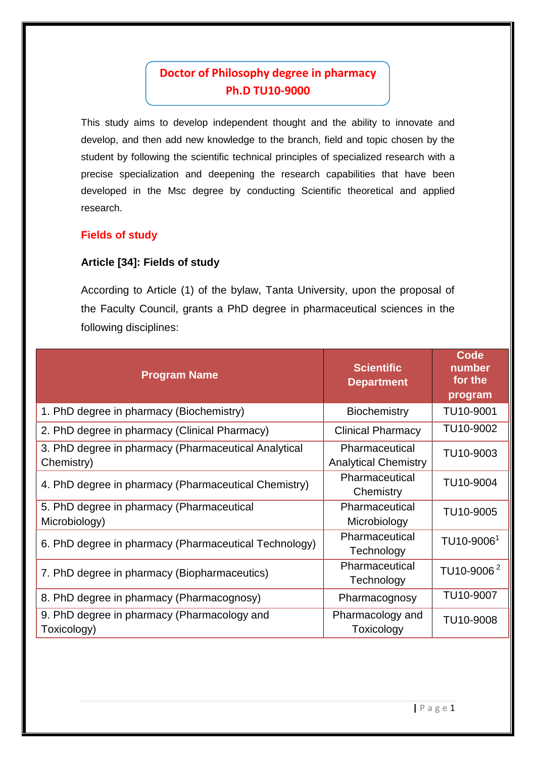# Doctor of Philosophy degree in pharmacy
# Ph.D TU10-9000

This study aims to develop independent thought and the ability to innovate and develop, and then add new knowledge to the branch, field and topic chosen by the student by following the scientific technical principles of specialized research with a precise specialization and deepening the research capabilities that have been developed in the Msc degree by conducting Scientific theoretical and applied research.

## Fields of study

### Article [34]: Fields of study

According to Article (1) of the bylaw, Tanta University, upon the proposal of the Faculty Council, grants a PhD degree in pharmaceutical sciences in the following disciplines:

| Program Name | Scientific Department | Code number for the program |
|---|---|---|
| 1. PhD degree in pharmacy (Biochemistry) | Biochemistry | TU10-9001 |
| 2. PhD degree in pharmacy (Clinical Pharmacy) | Clinical Pharmacy | TU10-9002 |
| 3. PhD degree in pharmacy (Pharmaceutical Analytical Chemistry) | Pharmaceutical Analytical Chemistry | TU10-9003 |
| 4. PhD degree in pharmacy (Pharmaceutical Chemistry) | Pharmaceutical Chemistry | TU10-9004 |
| 5. PhD degree in pharmacy (Pharmaceutical Microbiology) | Pharmaceutical Microbiology | TU10-9005 |
| 6. PhD degree in pharmacy (Pharmaceutical Technology) | Pharmaceutical Technology | TU10-9006[1] |
| 7. PhD degree in pharmacy (Biopharmaceutics) | Pharmaceutical Technology | TU10-9006[2] |
| 8. PhD degree in pharmacy (Pharmacognosy) | Pharmacognosy | TU10-9007 |
| 9. PhD degree in pharmacy (Pharmacology and Toxicology) | Pharmacology and Toxicology | TU10-9008 |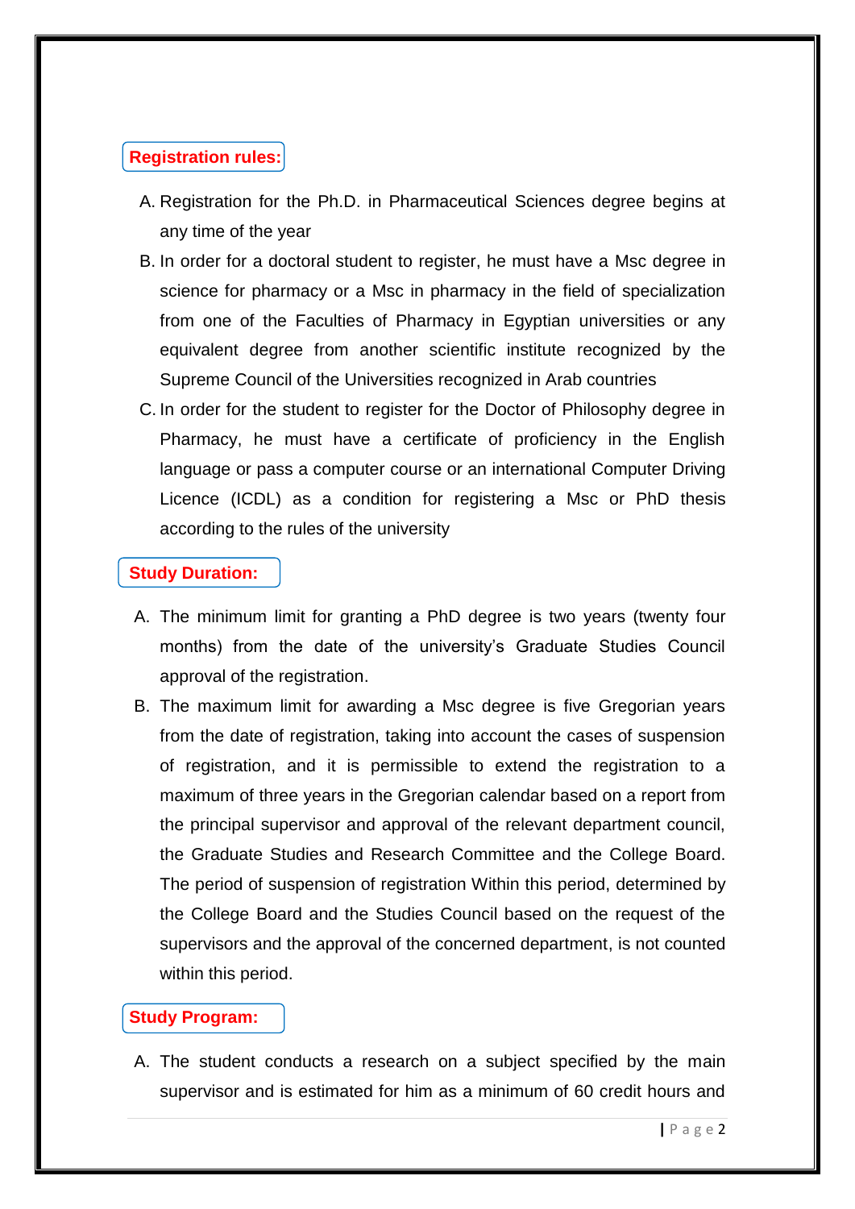## Registration rules:

A. Registration for the Ph.D. in Pharmaceutical Sciences degree begins at any time of the year

B. In order for a doctoral student to register, he must have a Msc degree in science for pharmacy or a Msc in pharmacy in the field of specialization from one of the Faculties of Pharmacy in Egyptian universities or any equivalent degree from another scientific institute recognized by the Supreme Council of the Universities recognized in Arab countries

C. In order for the student to register for the Doctor of Philosophy degree in Pharmacy, he must have a certificate of proficiency in the English language or pass a computer course or an international Computer Driving Licence (ICDL) as a condition for registering a Msc or PhD thesis according to the rules of the university

## Study Duration:

A. The minimum limit for granting a PhD degree is two years (twenty four months) from the date of the university's Graduate Studies Council approval of the registration.

B. The maximum limit for awarding a Msc degree is five Gregorian years from the date of registration, taking into account the cases of suspension of registration, and it is permissible to extend the registration to a maximum of three years in the Gregorian calendar based on a report from the principal supervisor and approval of the relevant department council, the Graduate Studies and Research Committee and the College Board. The period of suspension of registration Within this period, determined by the College Board and the Studies Council based on the request of the supervisors and the approval of the concerned department, is not counted within this period.

## Study Program:

A. The student conducts a research on a subject specified by the main supervisor and is estimated for him as a minimum of 60 credit hours and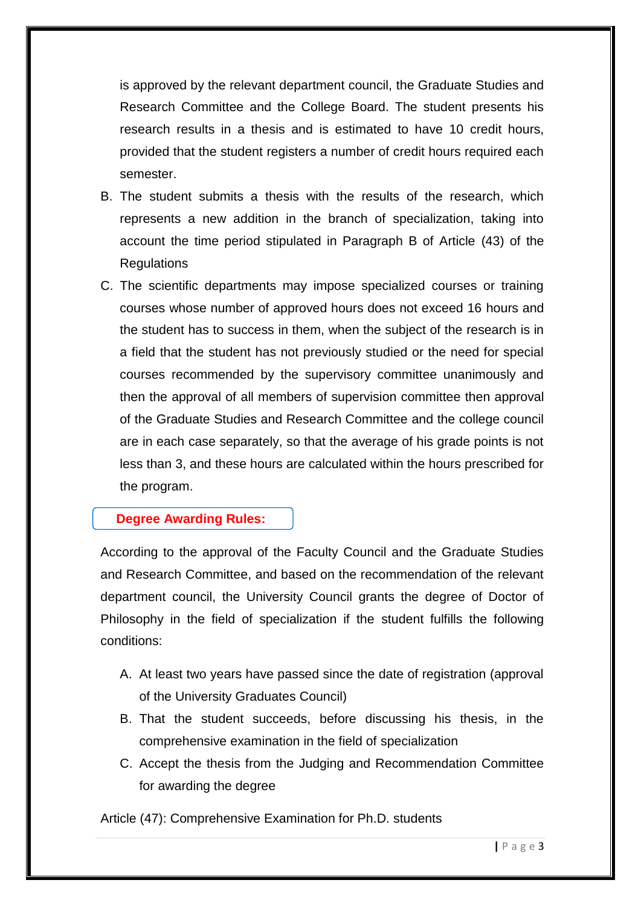is approved by the relevant department council, the Graduate Studies and Research Committee and the College Board. The student presents his research results in a thesis and is estimated to have 10 credit hours, provided that the student registers a number of credit hours required each semester.

B. The student submits a thesis with the results of the research, which represents a new addition in the branch of specialization, taking into account the time period stipulated in Paragraph B of Article (43) of the Regulations

C. The scientific departments may impose specialized courses or training courses whose number of approved hours does not exceed 16 hours and the student has to success in them, when the subject of the research is in a field that the student has not previously studied or the need for special courses recommended by the supervisory committee unanimously and then the approval of all members of supervision committee then approval of the Graduate Studies and Research Committee and the college council are in each case separately, so that the average of his grade points is not less than 3, and these hours are calculated within the hours prescribed for the program.

### Degree Awarding Rules:

According to the approval of the Faculty Council and the Graduate Studies and Research Committee, and based on the recommendation of the relevant department council, the University Council grants the degree of Doctor of Philosophy in the field of specialization if the student fulfills the following conditions:

A. At least two years have passed since the date of registration (approval of the University Graduates Council)

B. That the student succeeds, before discussing his thesis, in the comprehensive examination in the field of specialization

C. Accept the thesis from the Judging and Recommendation Committee for awarding the degree

Article (47): Comprehensive Examination for Ph.D. students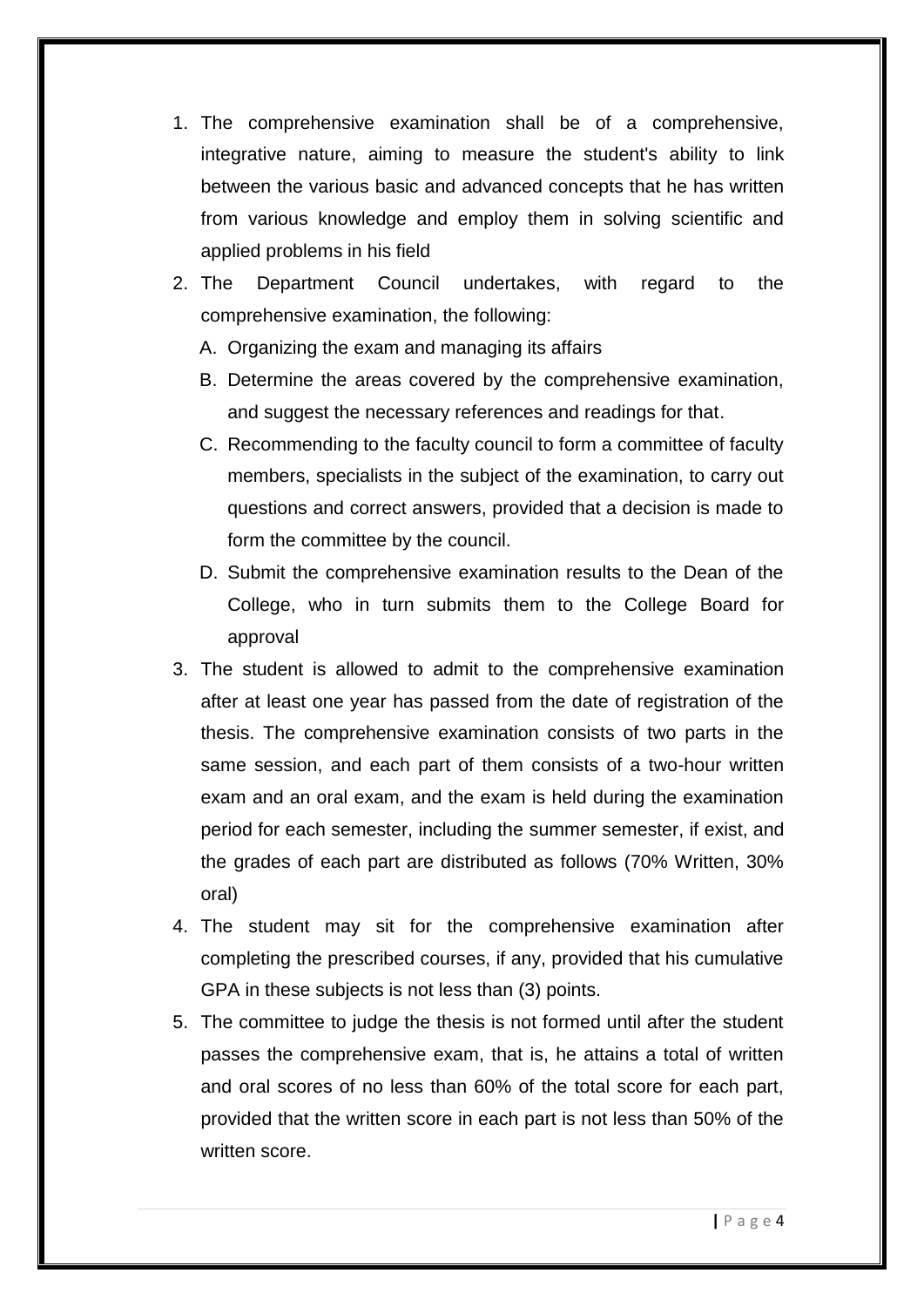1. The comprehensive examination shall be of a comprehensive, integrative nature, aiming to measure the student's ability to link between the various basic and advanced concepts that he has written from various knowledge and employ them in solving scientific and applied problems in his field
2. The Department Council undertakes, with regard to the comprehensive examination, the following:
   A. Organizing the exam and managing its affairs
   B. Determine the areas covered by the comprehensive examination, and suggest the necessary references and readings for that.
   C. Recommending to the faculty council to form a committee of faculty members, specialists in the subject of the examination, to carry out questions and correct answers, provided that a decision is made to form the committee by the council.
   D. Submit the comprehensive examination results to the Dean of the College, who in turn submits them to the College Board for approval
3. The student is allowed to admit to the comprehensive examination after at least one year has passed from the date of registration of the thesis. The comprehensive examination consists of two parts in the same session, and each part of them consists of a two-hour written exam and an oral exam, and the exam is held during the examination period for each semester, including the summer semester, if exist, and the grades of each part are distributed as follows (70% Written, 30% oral)
4. The student may sit for the comprehensive examination after completing the prescribed courses, if any, provided that his cumulative GPA in these subjects is not less than (3) points.
5. The committee to judge the thesis is not formed until after the student passes the comprehensive exam, that is, he attains a total of written and oral scores of no less than 60% of the total score for each part, provided that the written score in each part is not less than 50% of the written score.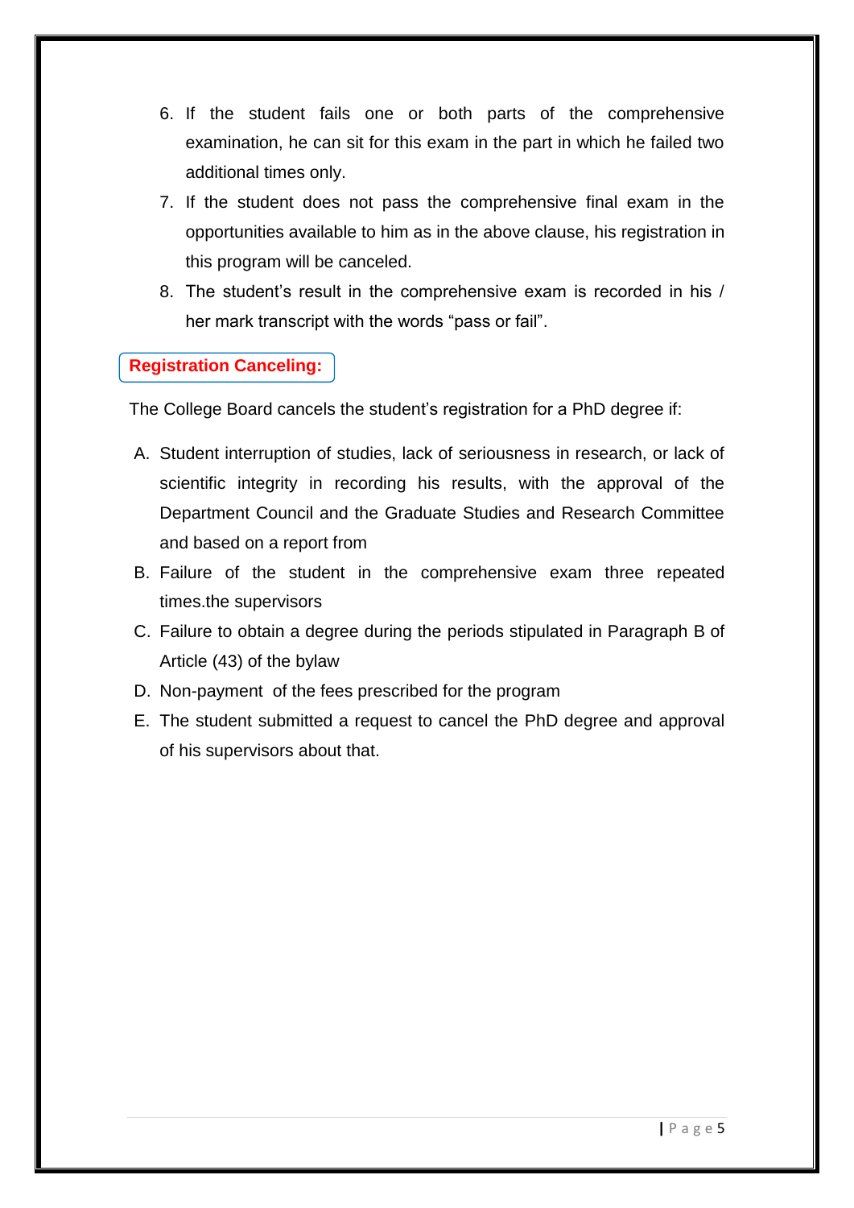6. If the student fails one or both parts of the comprehensive examination, he can sit for this exam in the part in which he failed two additional times only.
7. If the student does not pass the comprehensive final exam in the opportunities available to him as in the above clause, his registration in this program will be canceled.
8. The student's result in the comprehensive exam is recorded in his / her mark transcript with the words "pass or fail".

## Registration Canceling:

The College Board cancels the student's registration for a PhD degree if:

A. Student interruption of studies, lack of seriousness in research, or lack of scientific integrity in recording his results, with the approval of the Department Council and the Graduate Studies and Research Committee and based on a report from
B. Failure of the student in the comprehensive exam three repeated times.the supervisors
C. Failure to obtain a degree during the periods stipulated in Paragraph B of Article (43) of the bylaw
D. Non-payment of the fees prescribed for the program
E. The student submitted a request to cancel the PhD degree and approval of his supervisors about that.